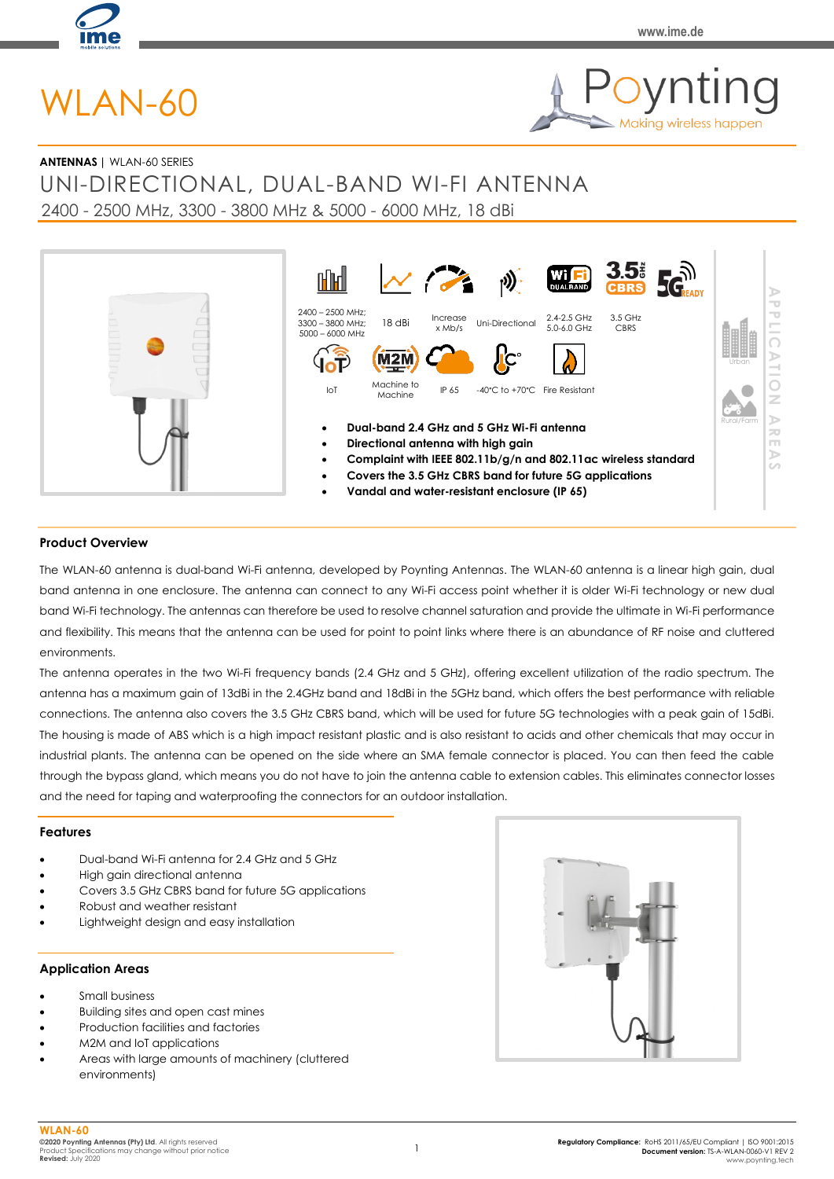# WLAN-60

**ANTENNAS** | WLAN-60 SERIES

## UNI-DIRECTIONAL, DUAL-BAND WI-FI ANTENNA

2400 - 2500 MHz, 3300 - 3800 MHz & 5000 - 6000 MHz, 18 dBi

2400 – 2500 MHz; 3300 – 3800 MHz; 5000 – 6000 MHz | 18 dBi | Increase x Mb/s | Uni-Directional | 2.4-2.5 GHz 5.0-6.0 GHz | 3.5 GHz CBRS

IoT | Machine to Machine | IP 65 | -40°C to +70°C | Fire Resistant

- **Dual-band 2.4 GHz and 5 GHz Wi-Fi antenna**
- **Directional antenna with high gain**
- **Complaint with IEEE 802.11b/g/n and 802.11ac wireless standard**
- **Covers the 3.5 GHz CBRS band for future 5G applications**
- **Vandal and water-resistant enclosure (IP 65)**

APPLICATION AREAS: Urban, Rural/Farm

## Product Overview

The WLAN-60 antenna is dual-band Wi-Fi antenna, developed by Poynting Antennas. The WLAN-60 antenna is a linear high gain, dual band antenna in one enclosure. The antenna can connect to any Wi-Fi access point whether it is older Wi-Fi technology or new dual band Wi-Fi technology. The antennas can therefore be used to resolve channel saturation and provide the ultimate in Wi-Fi performance and flexibility. This means that the antenna can be used for point to point links where there is an abundance of RF noise and cluttered environments.

The antenna operates in the two Wi-Fi frequency bands (2.4 GHz and 5 GHz), offering excellent utilization of the radio spectrum. The antenna has a maximum gain of 13dBi in the 2.4GHz band and 18dBi in the 5GHz band, which offers the best performance with reliable connections. The antenna also covers the 3.5 GHz CBRS band, which will be used for future 5G technologies with a peak gain of 15dBi. The housing is made of ABS which is a high impact resistant plastic and is also resistant to acids and other chemicals that may occur in industrial plants. The antenna can be opened on the side where an SMA female connector is placed. You can then feed the cable through the bypass gland, which means you do not have to join the antenna cable to extension cables. This eliminates connector losses and the need for taping and waterproofing the connectors for an outdoor installation.

## Features

- Dual-band Wi-Fi antenna for 2.4 GHz and 5 GHz
- High gain directional antenna
- Covers 3.5 GHz CBRS band for future 5G applications
- Robust and weather resistant
- Lightweight design and easy installation

## Application Areas

- Small business
- Building sites and open cast mines
- Production facilities and factories
- M2M and IoT applications
- Areas with large amounts of machinery (cluttered environments)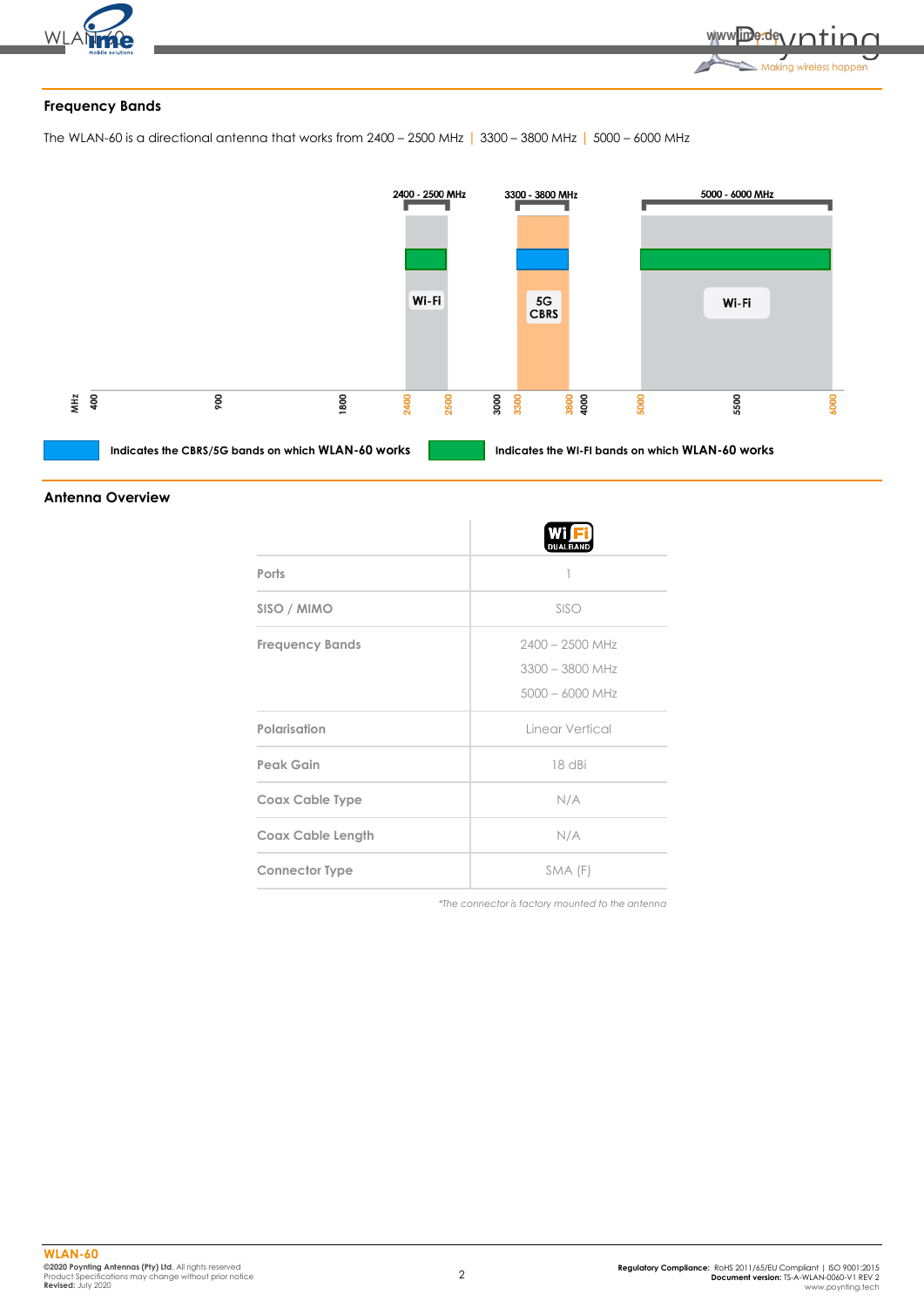## Frequency Bands

The WLAN-60 is a directional antenna that works from 2400 – 2500 MHz | 3300 – 3800 MHz | 5000 – 6000 MHz

2400 - 2500 MHz | 3300 - 3800 MHz | 5000 - 6000 MHz

Wi-Fi | 5G CBRS | Wi-Fi

MHz 400 900 1800 2400 2500 3000 3300 3800 4000 5000 5500 6000

Indicates the CBRS/5G bands on which **WLAN-60 works**

Indicates the WI-FI bands on which **WLAN-60 works**

## Antenna Overview

| | WiFi DUAL BAND |
|---|---|
| Ports | 1 |
| SISO / MIMO | SISO |
| Frequency Bands | 2400 – 2500 MHz<br>3300 – 3800 MHz<br>5000 – 6000 MHz |
| Polarisation | Linear Vertical |
| Peak Gain | 18 dBi |
| Coax Cable Type | N/A |
| Coax Cable Length | N/A |
| Connector Type | SMA (F) |

*The connector is factory mounted to the antenna*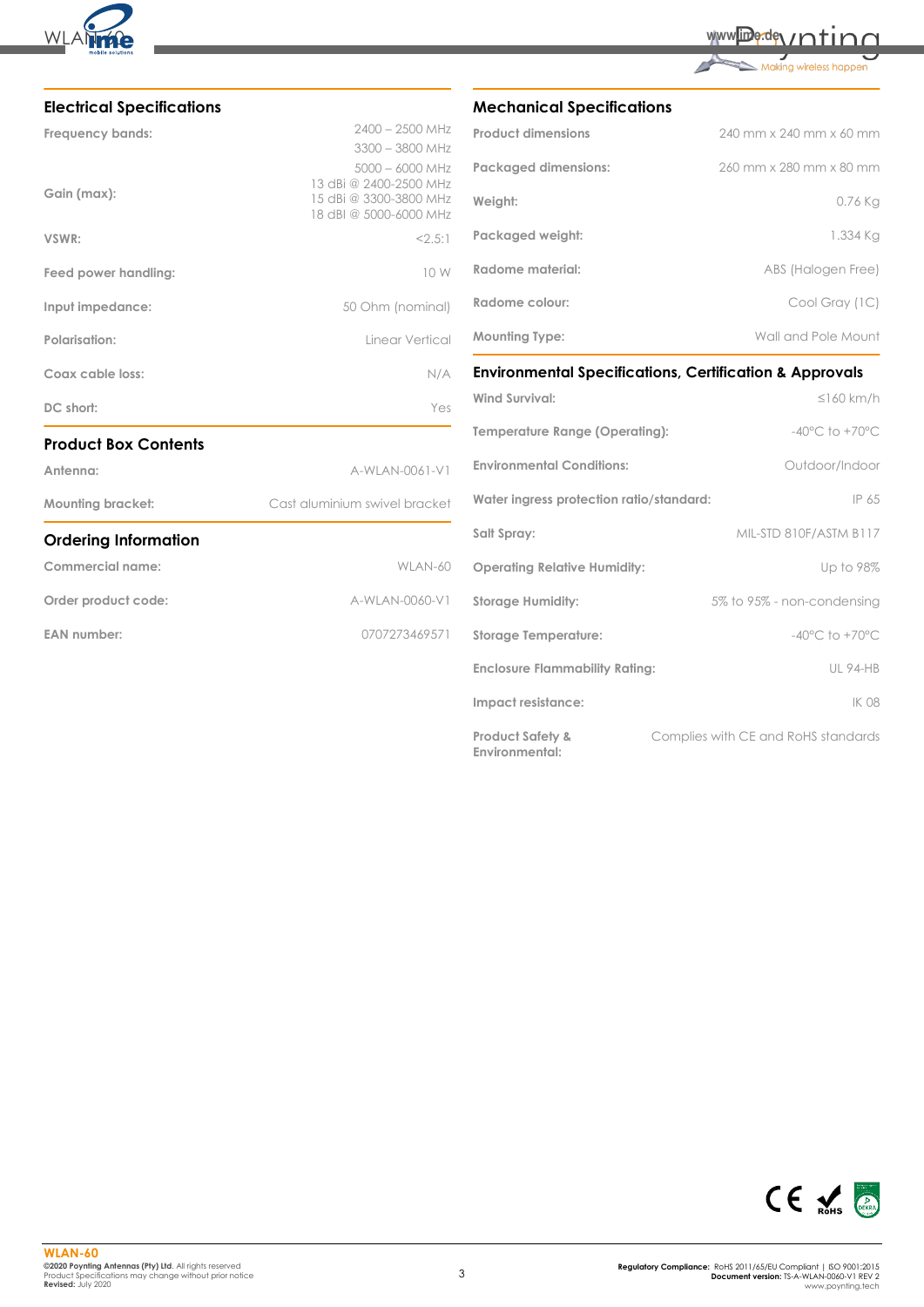## Electrical Specifications

| | |
|---|---|
| Frequency bands: | 2400 – 2500 MHz<br>3300 – 3800 MHz<br>5000 – 6000 MHz |
| Gain (max): | 13 dBi @ 2400-2500 MHz<br>15 dBi @ 3300-3800 MHz<br>18 dBi @ 5000-6000 MHz |
| VSWR: | <2.5:1 |
| Feed power handling: | 10 W |
| Input impedance: | 50 Ohm (nominal) |
| Polarisation: | Linear Vertical |
| Coax cable loss: | N/A |
| DC short: | Yes |

## Product Box Contents

| | |
|---|---|
| Antenna: | A-WLAN-0061-V1 |
| Mounting bracket: | Cast aluminium swivel bracket |

## Ordering Information

| | |
|---|---|
| Commercial name: | WLAN-60 |
| Order product code: | A-WLAN-0060-V1 |
| EAN number: | 0707273469571 |

## Mechanical Specifications

| | |
|---|---|
| Product dimensions | 240 mm x 240 mm x 60 mm |
| Packaged dimensions: | 260 mm x 280 mm x 80 mm |
| Weight: | 0.76 Kg |
| Packaged weight: | 1.334 Kg |
| Radome material: | ABS (Halogen Free) |
| Radome colour: | Cool Gray (1C) |
| Mounting Type: | Wall and Pole Mount |

## Environmental Specifications, Certification & Approvals

| | |
|---|---|
| Wind Survival: | ≤160 km/h |
| Temperature Range (Operating): | -40°C to +70°C |
| Environmental Conditions: | Outdoor/Indoor |
| Water ingress protection ratio/standard: | IP 65 |
| Salt Spray: | MIL-STD 810F/ASTM B117 |
| Operating Relative Humidity: | Up to 98% |
| Storage Humidity: | 5% to 95% - non-condensing |
| Storage Temperature: | -40°C to +70°C |
| Enclosure Flammability Rating: | UL 94-HB |
| Impact resistance: | IK 08 |
| Product Safety & Environmental: | Complies with CE and RoHS standards |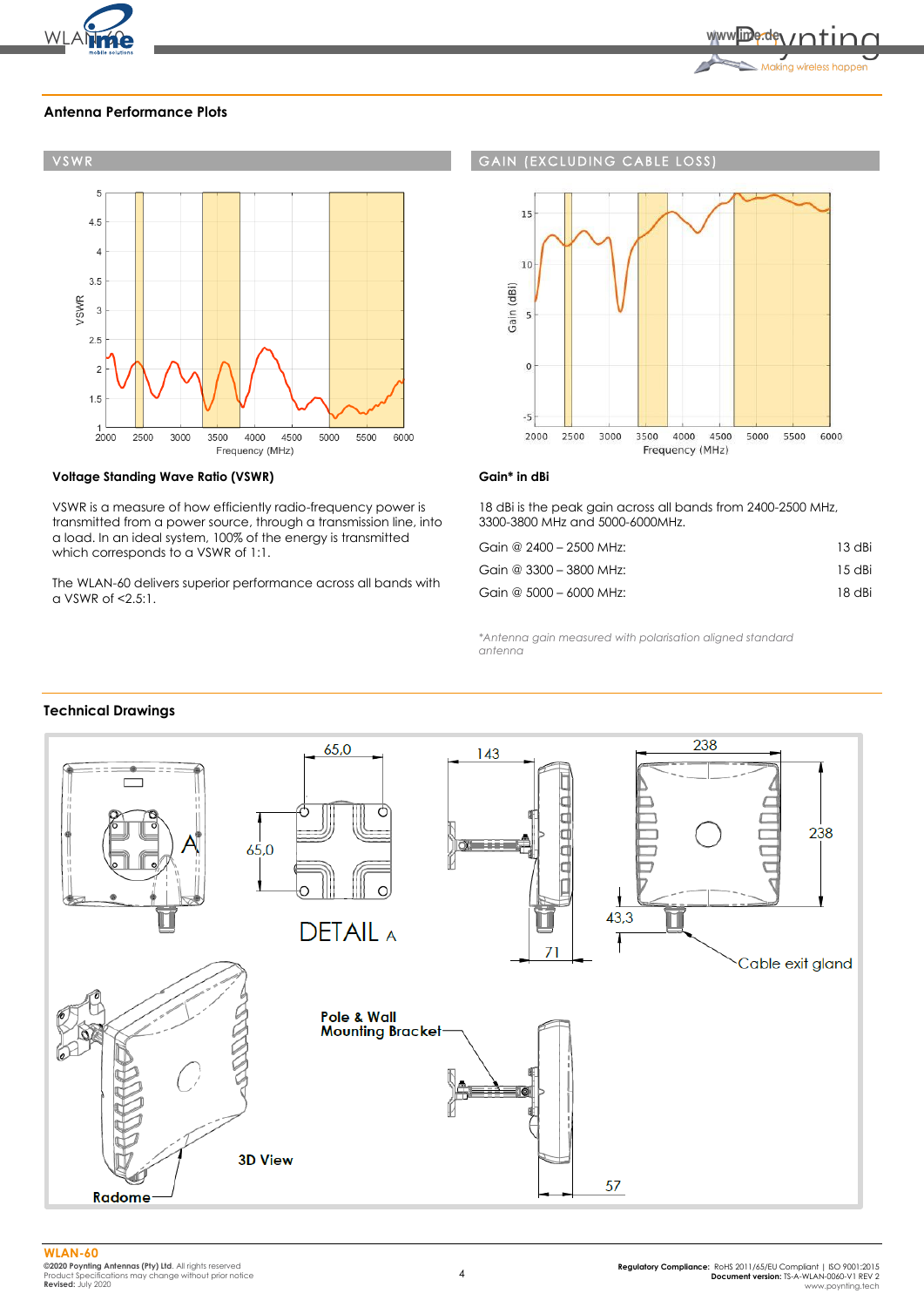## Antenna Performance Plots

### VSWR

### GAIN (EXCLUDING CABLE LOSS)

**Voltage Standing Wave Ratio (VSWR)**

VSWR is a measure of how efficiently radio-frequency power is transmitted from a power source, through a transmission line, into a load. In an ideal system, 100% of the energy is transmitted which corresponds to a VSWR of 1:1.

The WLAN-60 delivers superior performance across all bands with a VSWR of <2.5:1.

**Gain* in dBi**

18 dBi is the peak gain across all bands from 2400-2500 MHz, 3300-3800 MHz and 5000-6000MHz.

| | |
|---|---|
| Gain @ 2400 – 2500 MHz: | 13 dBi |
| Gain @ 3300 – 3800 MHz: | 15 dBi |
| Gain @ 5000 – 6000 MHz: | 18 dBi |

*\*Antenna gain measured with polarisation aligned standard antenna*

## Technical Drawings

DETAIL A

Pole & Wall Mounting Bracket

Cable exit gland

3D View

Radome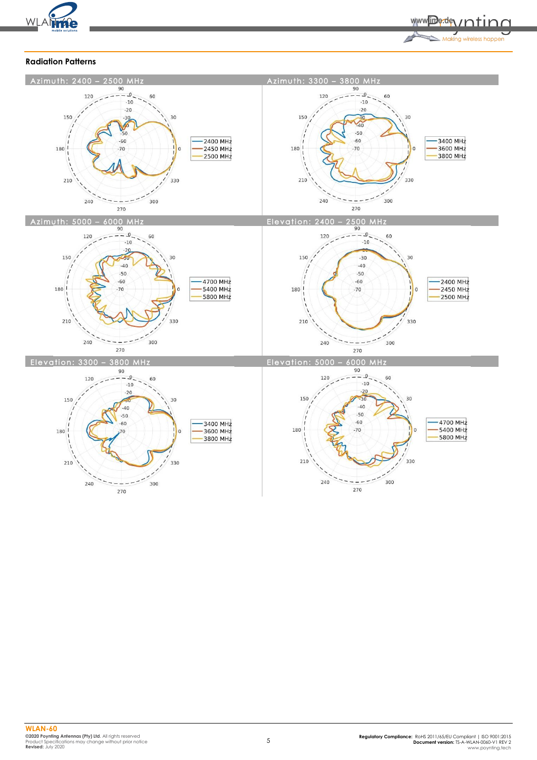## Radiation Patterns

**Azimuth: 2400 – 2500 MHz**

Legend: 2400 MHz, 2450 MHz, 2500 MHz

**Azimuth: 3300 – 3800 MHz**

Legend: 3400 MHz, 3600 MHz, 3800 MHz

**Azimuth: 5000 – 6000 MHz**

Legend: 4700 MHz, 5400 MHz, 5800 MHz

**Elevation: 2400 – 2500 MHz**

Legend: 2400 MHz, 2450 MHz, 2500 MHz

**Elevation: 3300 – 3800 MHz**

Legend: 3400 MHz, 3600 MHz, 3800 MHz

**Elevation: 5000 – 6000 MHz**

Legend: 4700 MHz, 5400 MHz, 5800 MHz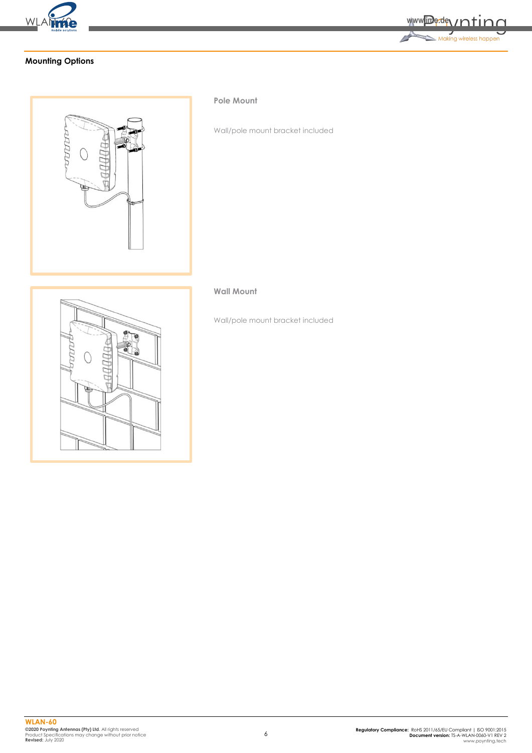## Mounting Options

### Pole Mount

Wall/pole mount bracket included

### Wall Mount

Wall/pole mount bracket included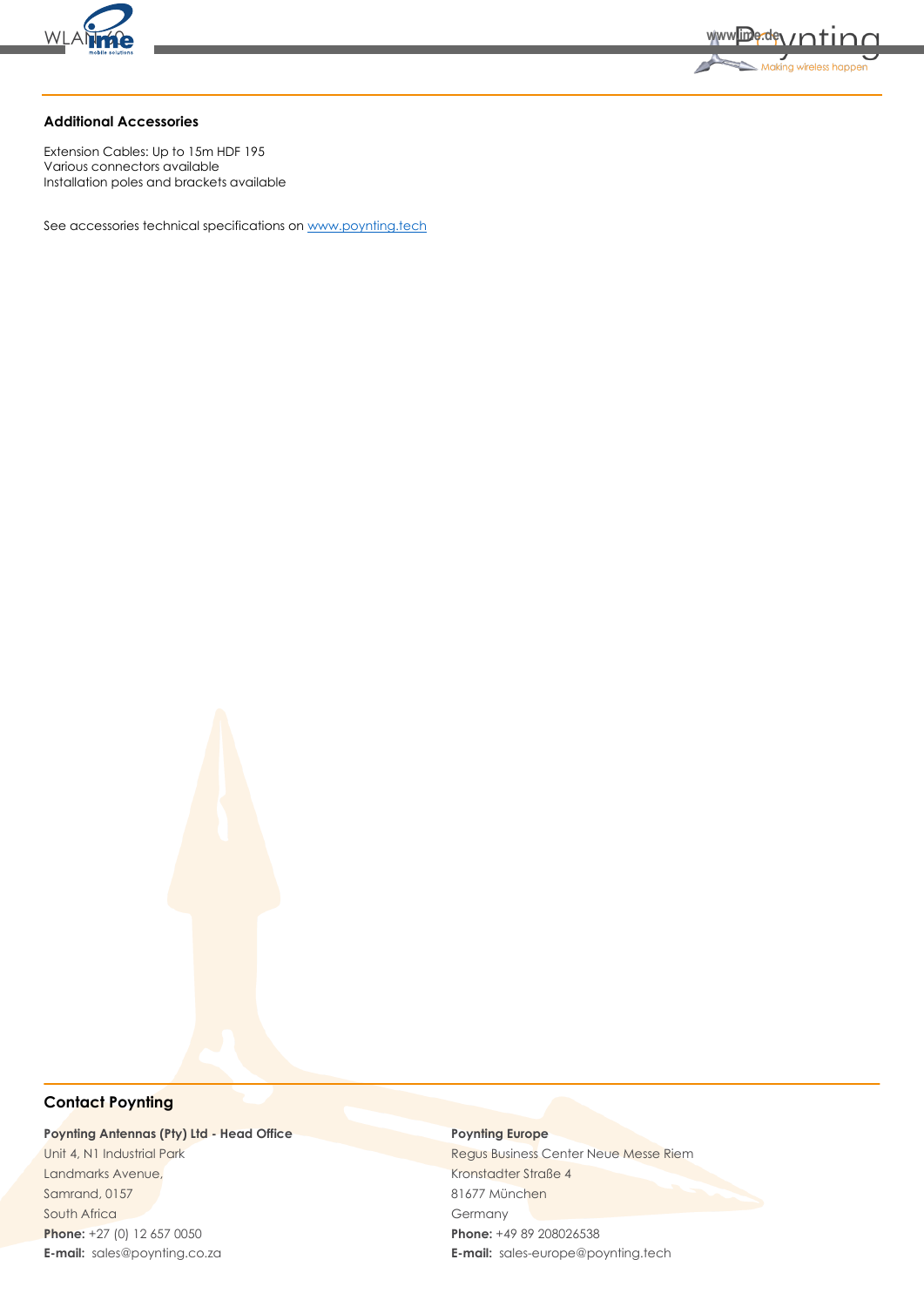## Additional Accessories

Extension Cables: Up to 15m HDF 195
Various connectors available
Installation poles and brackets available

See accessories technical specifications on www.poynting.tech

## Contact Poynting

**Poynting Antennas (Pty) Ltd - Head Office**
Unit 4, N1 Industrial Park
Landmarks Avenue,
Samrand, 0157
South Africa
**Phone:** +27 (0) 12 657 0050
**E-mail:** sales@poynting.co.za

**Poynting Europe**
Regus Business Center Neue Messe Riem
Kronstadter Straße 4
81677 München
Germany
**Phone:** +49 89 208026538
**E-mail:** sales-europe@poynting.tech